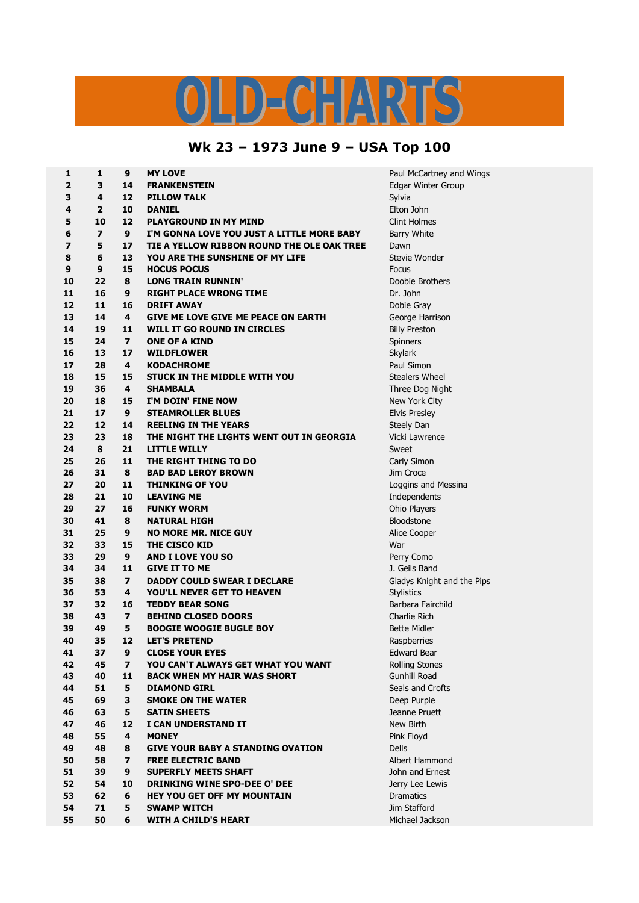# OLD-CHARTS

## Wk 23 – 1973 June 9 – USA Top 100

| | | | | |
|---|---|---|---|---|
| **1** | **1** | **9** | **MY LOVE** | Paul McCartney and Wings |
| **2** | **3** | **14** | **FRANKENSTEIN** | Edgar Winter Group |
| **3** | **4** | **12** | **PILLOW TALK** | Sylvia |
| **4** | **2** | **10** | **DANIEL** | Elton John |
| **5** | **10** | **12** | **PLAYGROUND IN MY MIND** | Clint Holmes |
| **6** | **7** | **9** | **I'M GONNA LOVE YOU JUST A LITTLE MORE BABY** | Barry White |
| **7** | **5** | **17** | **TIE A YELLOW RIBBON ROUND THE OLE OAK TREE** | Dawn |
| **8** | **6** | **13** | **YOU ARE THE SUNSHINE OF MY LIFE** | Stevie Wonder |
| **9** | **9** | **15** | **HOCUS POCUS** | Focus |
| **10** | **22** | **8** | **LONG TRAIN RUNNIN'** | Doobie Brothers |
| **11** | **16** | **9** | **RIGHT PLACE WRONG TIME** | Dr. John |
| **12** | **11** | **16** | **DRIFT AWAY** | Dobie Gray |
| **13** | **14** | **4** | **GIVE ME LOVE GIVE ME PEACE ON EARTH** | George Harrison |
| **14** | **19** | **11** | **WILL IT GO ROUND IN CIRCLES** | Billy Preston |
| **15** | **24** | **7** | **ONE OF A KIND** | Spinners |
| **16** | **13** | **17** | **WILDFLOWER** | Skylark |
| **17** | **28** | **4** | **KODACHROME** | Paul Simon |
| **18** | **15** | **15** | **STUCK IN THE MIDDLE WITH YOU** | Stealers Wheel |
| **19** | **36** | **4** | **SHAMBALA** | Three Dog Night |
| **20** | **18** | **15** | **I'M DOIN' FINE NOW** | New York City |
| **21** | **17** | **9** | **STEAMROLLER BLUES** | Elvis Presley |
| **22** | **12** | **14** | **REELING IN THE YEARS** | Steely Dan |
| **23** | **23** | **18** | **THE NIGHT THE LIGHTS WENT OUT IN GEORGIA** | Vicki Lawrence |
| **24** | **8** | **21** | **LITTLE WILLY** | Sweet |
| **25** | **26** | **11** | **THE RIGHT THING TO DO** | Carly Simon |
| **26** | **31** | **8** | **BAD BAD LEROY BROWN** | Jim Croce |
| **27** | **20** | **11** | **THINKING OF YOU** | Loggins and Messina |
| **28** | **21** | **10** | **LEAVING ME** | Independents |
| **29** | **27** | **16** | **FUNKY WORM** | Ohio Players |
| **30** | **41** | **8** | **NATURAL HIGH** | Bloodstone |
| **31** | **25** | **9** | **NO MORE MR. NICE GUY** | Alice Cooper |
| **32** | **33** | **15** | **THE CISCO KID** | War |
| **33** | **29** | **9** | **AND I LOVE YOU SO** | Perry Como |
| **34** | **34** | **11** | **GIVE IT TO ME** | J. Geils Band |
| **35** | **38** | **7** | **DADDY COULD SWEAR I DECLARE** | Gladys Knight and the Pips |
| **36** | **53** | **4** | **YOU'LL NEVER GET TO HEAVEN** | Stylistics |
| **37** | **32** | **16** | **TEDDY BEAR SONG** | Barbara Fairchild |
| **38** | **43** | **7** | **BEHIND CLOSED DOORS** | Charlie Rich |
| **39** | **49** | **5** | **BOOGIE WOOGIE BUGLE BOY** | Bette Midler |
| **40** | **35** | **12** | **LET'S PRETEND** | Raspberries |
| **41** | **37** | **9** | **CLOSE YOUR EYES** | Edward Bear |
| **42** | **45** | **7** | **YOU CAN'T ALWAYS GET WHAT YOU WANT** | Rolling Stones |
| **43** | **40** | **11** | **BACK WHEN MY HAIR WAS SHORT** | Gunhill Road |
| **44** | **51** | **5** | **DIAMOND GIRL** | Seals and Crofts |
| **45** | **69** | **3** | **SMOKE ON THE WATER** | Deep Purple |
| **46** | **63** | **5** | **SATIN SHEETS** | Jeanne Pruett |
| **47** | **46** | **12** | **I CAN UNDERSTAND IT** | New Birth |
| **48** | **55** | **4** | **MONEY** | Pink Floyd |
| **49** | **48** | **8** | **GIVE YOUR BABY A STANDING OVATION** | Dells |
| **50** | **58** | **7** | **FREE ELECTRIC BAND** | Albert Hammond |
| **51** | **39** | **9** | **SUPERFLY MEETS SHAFT** | John and Ernest |
| **52** | **54** | **10** | **DRINKING WINE SPO-DEE O' DEE** | Jerry Lee Lewis |
| **53** | **62** | **6** | **HEY YOU GET OFF MY MOUNTAIN** | Dramatics |
| **54** | **71** | **5** | **SWAMP WITCH** | Jim Stafford |
| **55** | **50** | **6** | **WITH A CHILD'S HEART** | Michael Jackson |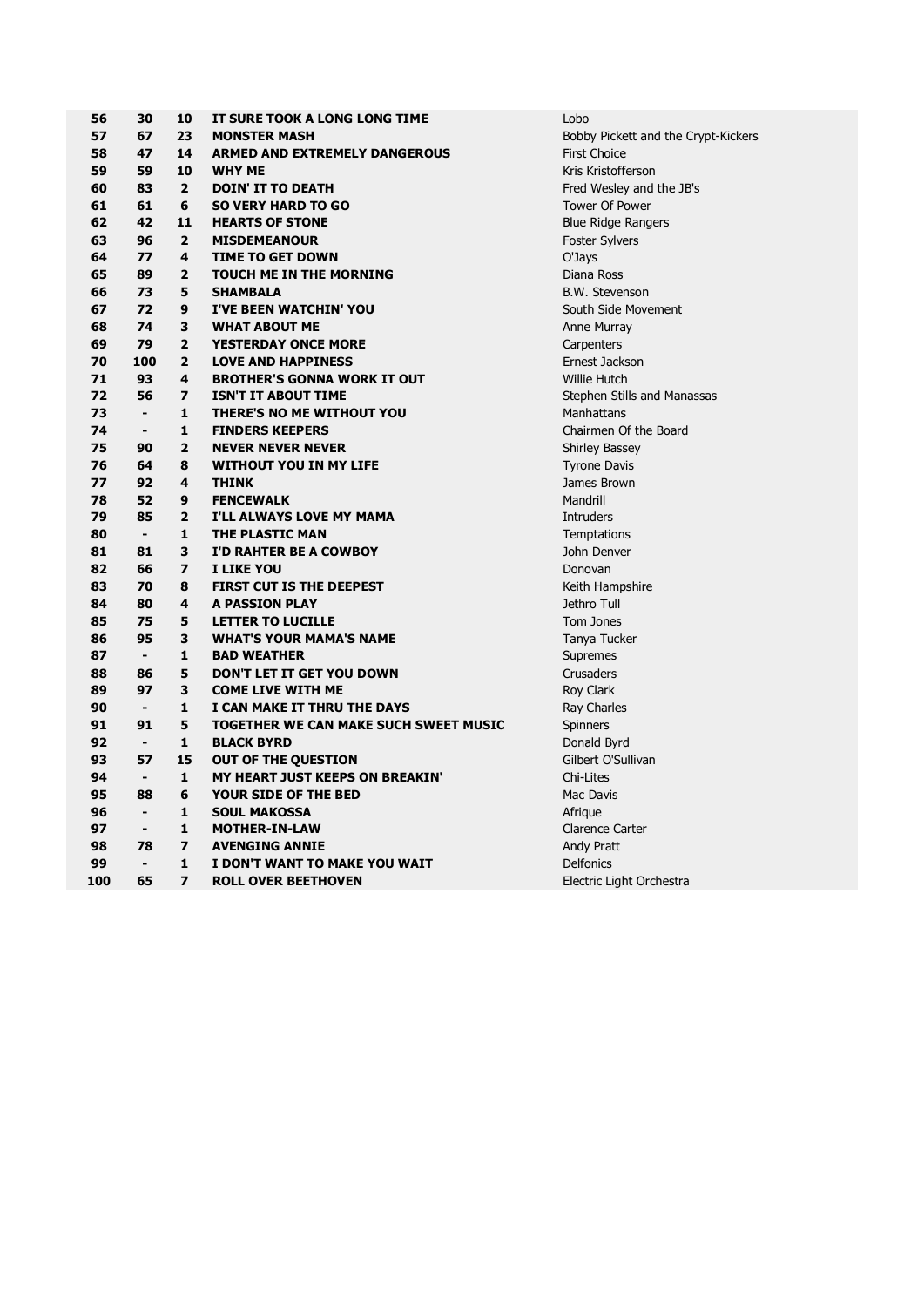| | | | | |
|---|---|---|---|---|
| **56** | **30** | **10** | **IT SURE TOOK A LONG LONG TIME** | Lobo |
| **57** | **67** | **23** | **MONSTER MASH** | Bobby Pickett and the Crypt-Kickers |
| **58** | **47** | **14** | **ARMED AND EXTREMELY DANGEROUS** | First Choice |
| **59** | **59** | **10** | **WHY ME** | Kris Kristofferson |
| **60** | **83** | **2** | **DOIN' IT TO DEATH** | Fred Wesley and the JB's |
| **61** | **61** | **6** | **SO VERY HARD TO GO** | Tower Of Power |
| **62** | **42** | **11** | **HEARTS OF STONE** | Blue Ridge Rangers |
| **63** | **96** | **2** | **MISDEMEANOUR** | Foster Sylvers |
| **64** | **77** | **4** | **TIME TO GET DOWN** | O'Jays |
| **65** | **89** | **2** | **TOUCH ME IN THE MORNING** | Diana Ross |
| **66** | **73** | **5** | **SHAMBALA** | B.W. Stevenson |
| **67** | **72** | **9** | **I'VE BEEN WATCHIN' YOU** | South Side Movement |
| **68** | **74** | **3** | **WHAT ABOUT ME** | Anne Murray |
| **69** | **79** | **2** | **YESTERDAY ONCE MORE** | Carpenters |
| **70** | **100** | **2** | **LOVE AND HAPPINESS** | Ernest Jackson |
| **71** | **93** | **4** | **BROTHER'S GONNA WORK IT OUT** | Willie Hutch |
| **72** | **56** | **7** | **ISN'T IT ABOUT TIME** | Stephen Stills and Manassas |
| **73** | **-** | **1** | **THERE'S NO ME WITHOUT YOU** | Manhattans |
| **74** | **-** | **1** | **FINDERS KEEPERS** | Chairmen Of the Board |
| **75** | **90** | **2** | **NEVER NEVER NEVER** | Shirley Bassey |
| **76** | **64** | **8** | **WITHOUT YOU IN MY LIFE** | Tyrone Davis |
| **77** | **92** | **4** | **THINK** | James Brown |
| **78** | **52** | **9** | **FENCEWALK** | Mandrill |
| **79** | **85** | **2** | **I'LL ALWAYS LOVE MY MAMA** | Intruders |
| **80** | **-** | **1** | **THE PLASTIC MAN** | Temptations |
| **81** | **81** | **3** | **I'D RAHTER BE A COWBOY** | John Denver |
| **82** | **66** | **7** | **I LIKE YOU** | Donovan |
| **83** | **70** | **8** | **FIRST CUT IS THE DEEPEST** | Keith Hampshire |
| **84** | **80** | **4** | **A PASSION PLAY** | Jethro Tull |
| **85** | **75** | **5** | **LETTER TO LUCILLE** | Tom Jones |
| **86** | **95** | **3** | **WHAT'S YOUR MAMA'S NAME** | Tanya Tucker |
| **87** | **-** | **1** | **BAD WEATHER** | Supremes |
| **88** | **86** | **5** | **DON'T LET IT GET YOU DOWN** | Crusaders |
| **89** | **97** | **3** | **COME LIVE WITH ME** | Roy Clark |
| **90** | **-** | **1** | **I CAN MAKE IT THRU THE DAYS** | Ray Charles |
| **91** | **91** | **5** | **TOGETHER WE CAN MAKE SUCH SWEET MUSIC** | Spinners |
| **92** | **-** | **1** | **BLACK BYRD** | Donald Byrd |
| **93** | **57** | **15** | **OUT OF THE QUESTION** | Gilbert O'Sullivan |
| **94** | **-** | **1** | **MY HEART JUST KEEPS ON BREAKIN'** | Chi-Lites |
| **95** | **88** | **6** | **YOUR SIDE OF THE BED** | Mac Davis |
| **96** | **-** | **1** | **SOUL MAKOSSA** | Afrique |
| **97** | **-** | **1** | **MOTHER-IN-LAW** | Clarence Carter |
| **98** | **78** | **7** | **AVENGING ANNIE** | Andy Pratt |
| **99** | **-** | **1** | **I DON'T WANT TO MAKE YOU WAIT** | Delfonics |
| **100** | **65** | **7** | **ROLL OVER BEETHOVEN** | Electric Light Orchestra |